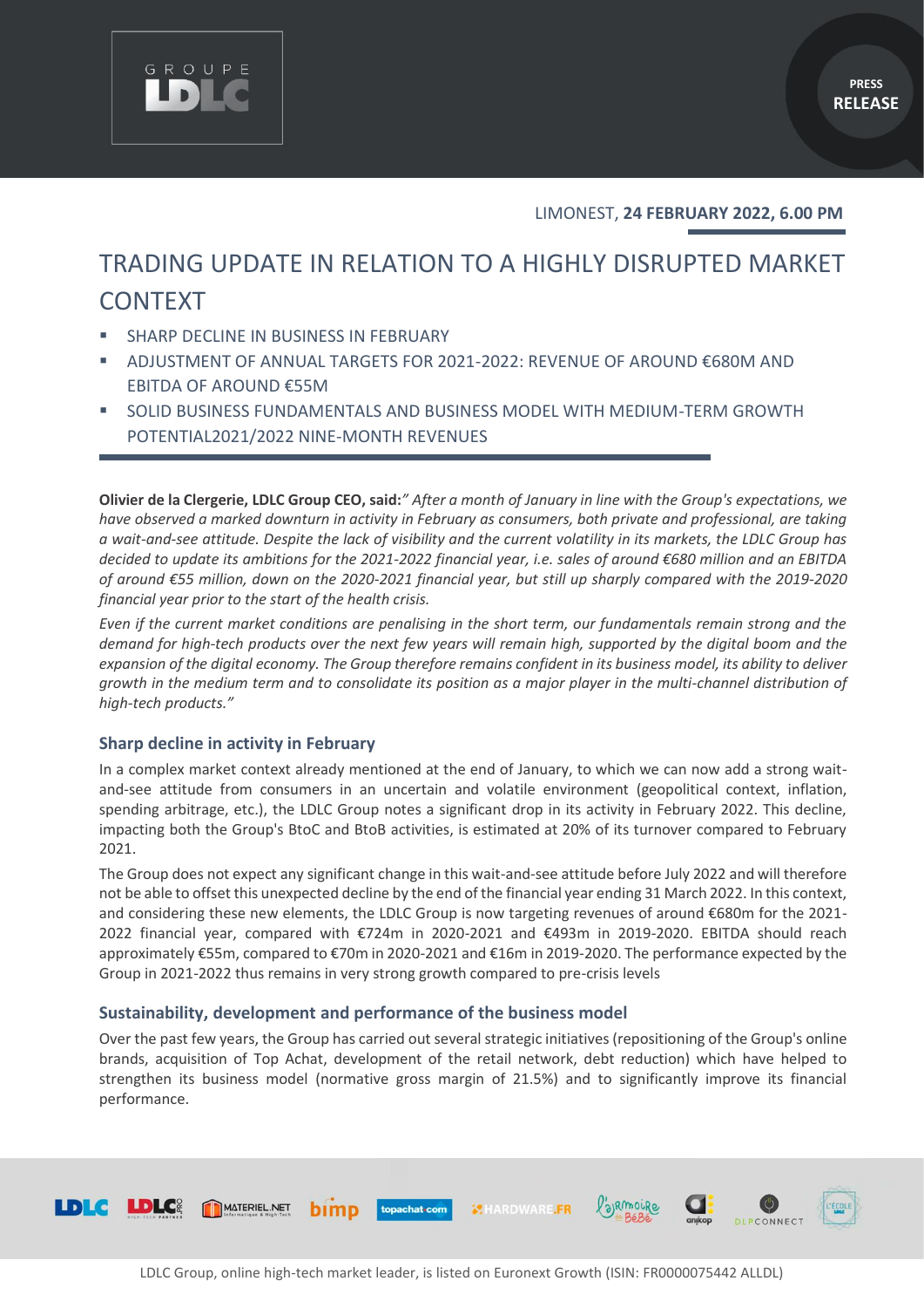LIMONEST, **24 FEBRUARY 2022, 6.00 PM**

# TRADING UPDATE IN RELATION TO A HIGHLY DISRUPTED MARKET CONTEXT

- SHARP DECLINE IN BUSINESS IN FEBRUARY
- ADJUSTMENT OF ANNUAL TARGETS FOR 2021-2022: REVENUE OF AROUND €680M AND EBITDA OF AROUND €55M
- SOLID BUSINESS FUNDAMENTALS AND BUSINESS MODEL WITH MEDIUM-TERM GROWTH POTENTIAL2021/2022 NINE-MONTH REVENUES

**Olivier de la Clergerie, LDLC Group CEO, said:***" After a month of January in line with the Group's expectations, we have observed a marked downturn in activity in February as consumers, both private and professional, are taking a wait-and-see attitude. Despite the lack of visibility and the current volatility in its markets, the LDLC Group has decided to update its ambitions for the 2021-2022 financial year, i.e. sales of around €680 million and an EBITDA of around €55 million, down on the 2020-2021 financial year, but still up sharply compared with the 2019-2020 financial year prior to the start of the health crisis.*

*Even if the current market conditions are penalising in the short term, our fundamentals remain strong and the demand for high-tech products over the next few years will remain high, supported by the digital boom and the expansion of the digital economy. The Group therefore remains confident in its business model, its ability to deliver growth in the medium term and to consolidate its position as a major player in the multi-channel distribution of high-tech products."*

## Sharp decline in activity in February

In a complex market context already mentioned at the end of January, to which we can now add a strong wait-and-see attitude from consumers in an uncertain and volatile environment (geopolitical context, inflation, spending arbitrage, etc.), the LDLC Group notes a significant drop in its activity in February 2022. This decline, impacting both the Group's BtoC and BtoB activities, is estimated at 20% of its turnover compared to February 2021.

The Group does not expect any significant change in this wait-and-see attitude before July 2022 and will therefore not be able to offset this unexpected decline by the end of the financial year ending 31 March 2022. In this context, and considering these new elements, the LDLC Group is now targeting revenues of around €680m for the 2021-2022 financial year, compared with €724m in 2020-2021 and €493m in 2019-2020. EBITDA should reach approximately €55m, compared to €70m in 2020-2021 and €16m in 2019-2020. The performance expected by the Group in 2021-2022 thus remains in very strong growth compared to pre-crisis levels

## Sustainability, development and performance of the business model

Over the past few years, the Group has carried out several strategic initiatives (repositioning of the Group's online brands, acquisition of Top Achat, development of the retail network, debt reduction) which have helped to strengthen its business model (normative gross margin of 21.5%) and to significantly improve its financial performance.

LDLC Group, online high-tech market leader, is listed on Euronext Growth (ISIN: FR0000075442 ALLDL)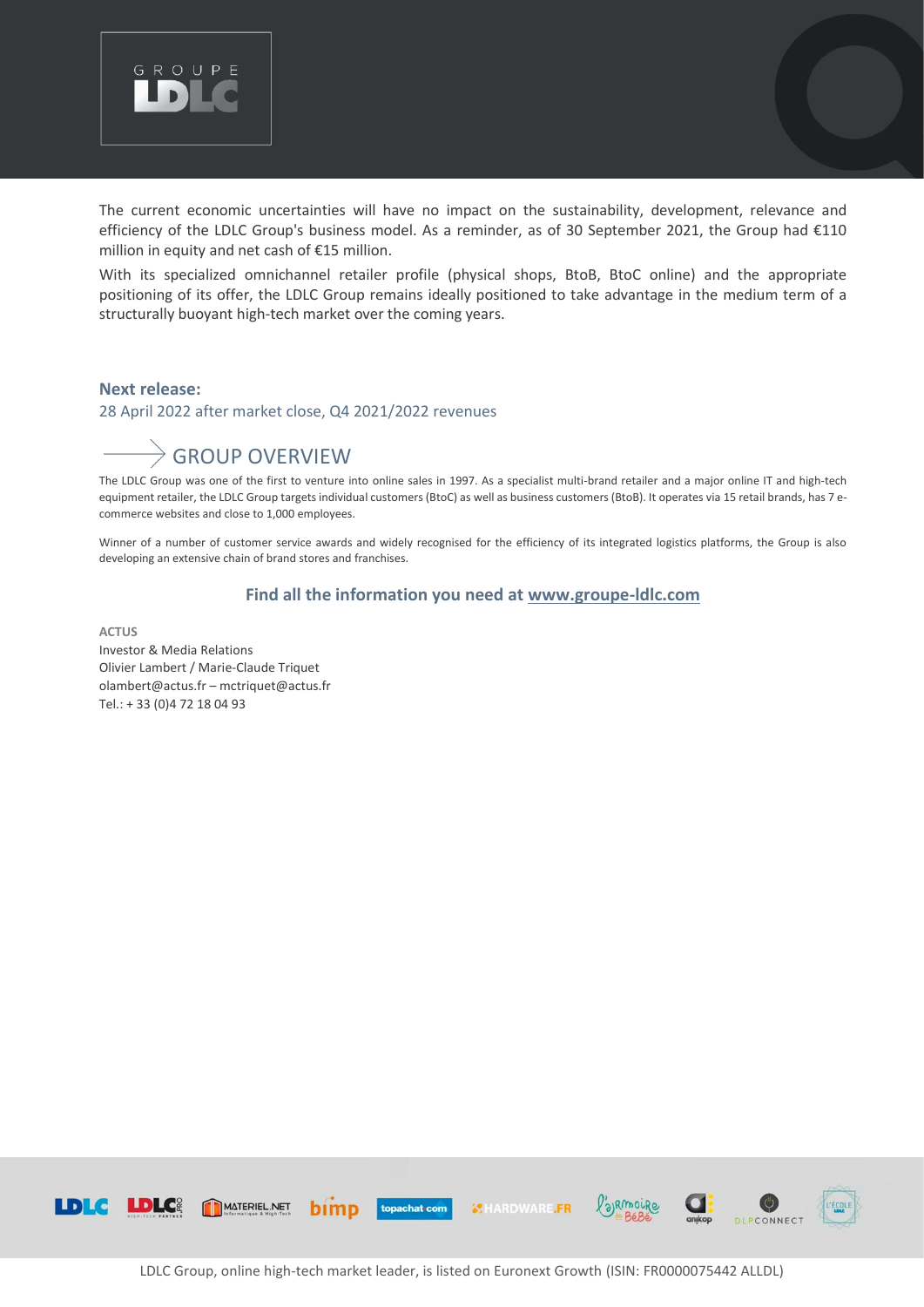The current economic uncertainties will have no impact on the sustainability, development, relevance and efficiency of the LDLC Group's business model. As a reminder, as of 30 September 2021, the Group had €110 million in equity and net cash of €15 million.

With its specialized omnichannel retailer profile (physical shops, BtoB, BtoC online) and the appropriate positioning of its offer, the LDLC Group remains ideally positioned to take advantage in the medium term of a structurally buoyant high-tech market over the coming years.

**Next release:**

28 April 2022 after market close, Q4 2021/2022 revenues

## GROUP OVERVIEW

The LDLC Group was one of the first to venture into online sales in 1997. As a specialist multi-brand retailer and a major online IT and high-tech equipment retailer, the LDLC Group targets individual customers (BtoC) as well as business customers (BtoB). It operates via 15 retail brands, has 7 e-commerce websites and close to 1,000 employees.

Winner of a number of customer service awards and widely recognised for the efficiency of its integrated logistics platforms, the Group is also developing an extensive chain of brand stores and franchises.

**Find all the information you need at www.groupe-ldlc.com**

ACTUS
Investor & Media Relations
Olivier Lambert / Marie-Claude Triquet
olambert@actus.fr – mctriquet@actus.fr
Tel.: + 33 (0)4 72 18 04 93

LDLC Group, online high-tech market leader, is listed on Euronext Growth (ISIN: FR0000075442 ALLDL)